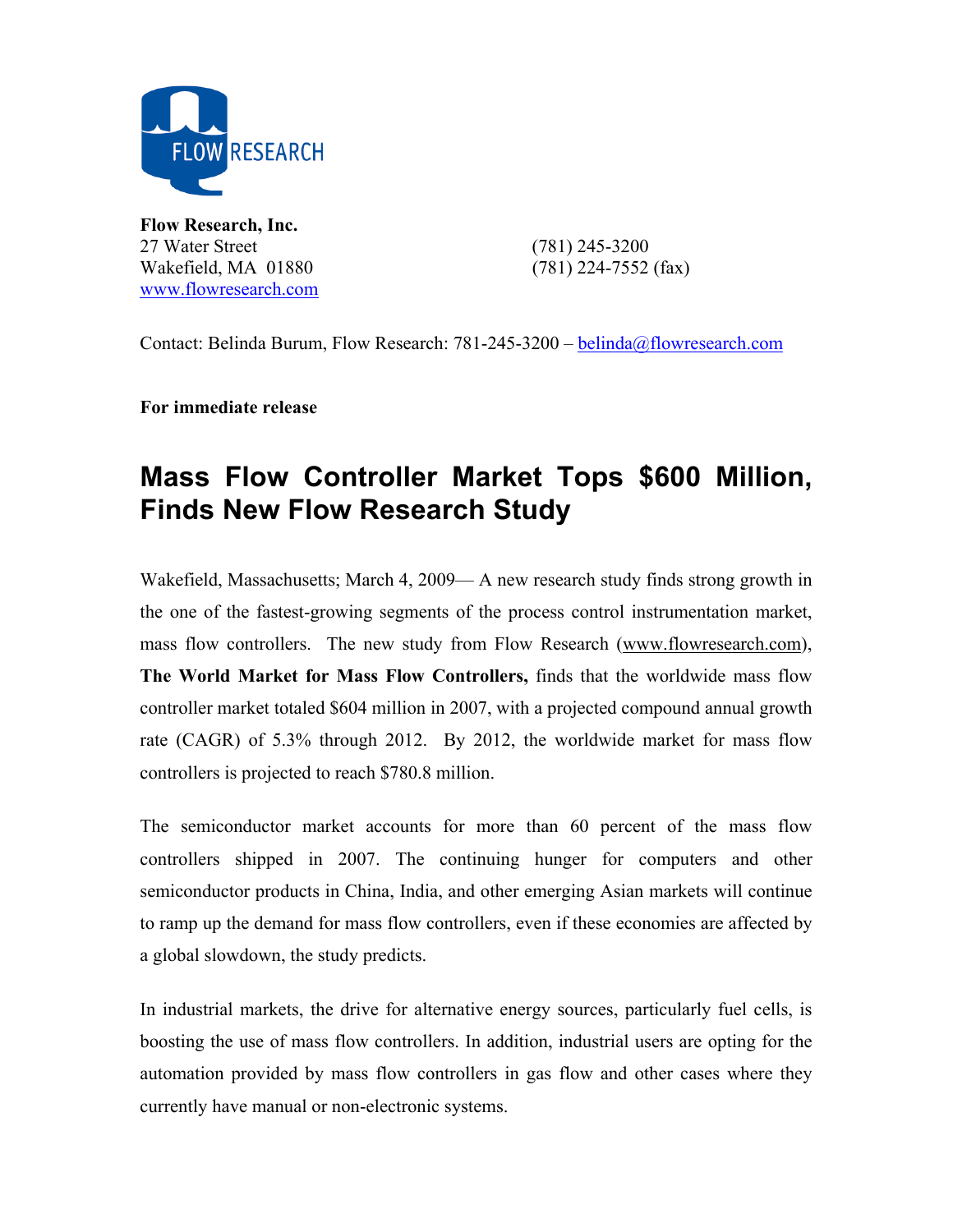**Flow Research, Inc.**
27 Water Street
Wakefield, MA 01880
www.flowresearch.com

(781) 245-3200
(781) 224-7552 (fax)

Contact: Belinda Burum, Flow Research: 781-245-3200 – belinda@flowresearch.com

**For immediate release**

# Mass Flow Controller Market Tops $600 Million, Finds New Flow Research Study

Wakefield, Massachusetts; March 4, 2009— A new research study finds strong growth in the one of the fastest-growing segments of the process control instrumentation market, mass flow controllers. The new study from Flow Research (www.flowresearch.com), **The World Market for Mass Flow Controllers,** finds that the worldwide mass flow controller market totaled $604 million in 2007, with a projected compound annual growth rate (CAGR) of 5.3% through 2012. By 2012, the worldwide market for mass flow controllers is projected to reach $780.8 million.

The semiconductor market accounts for more than 60 percent of the mass flow controllers shipped in 2007. The continuing hunger for computers and other semiconductor products in China, India, and other emerging Asian markets will continue to ramp up the demand for mass flow controllers, even if these economies are affected by a global slowdown, the study predicts.

In industrial markets, the drive for alternative energy sources, particularly fuel cells, is boosting the use of mass flow controllers. In addition, industrial users are opting for the automation provided by mass flow controllers in gas flow and other cases where they currently have manual or non-electronic systems.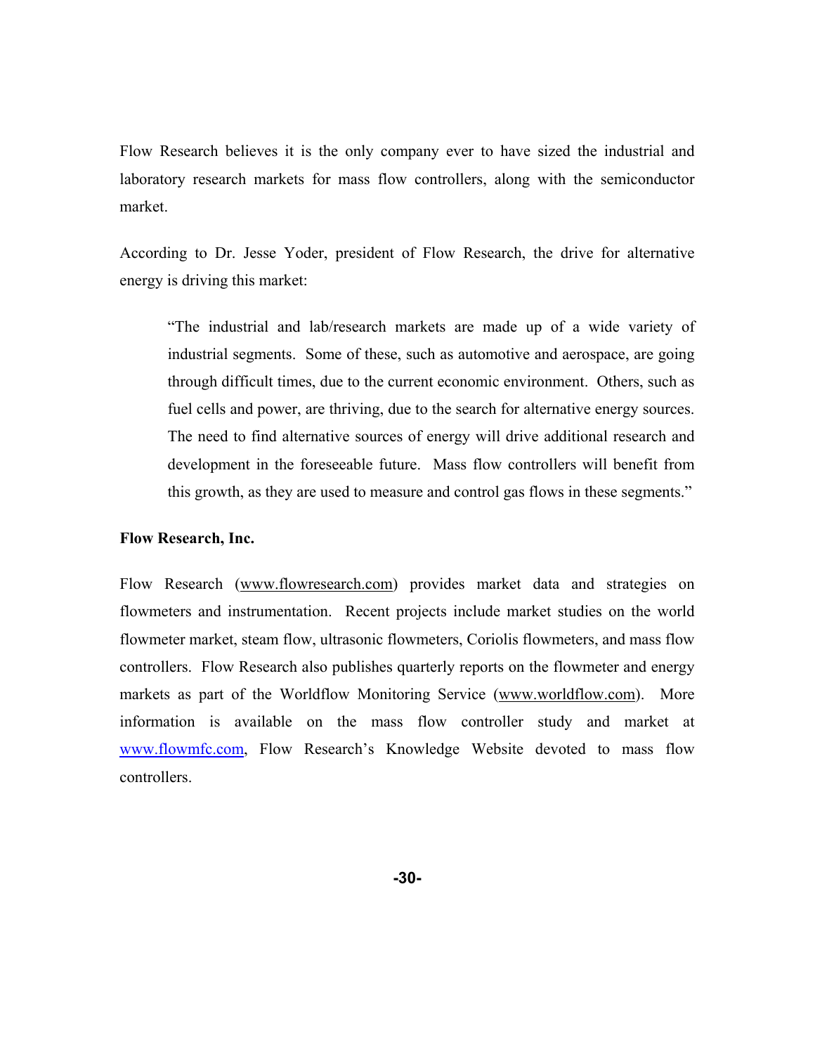Flow Research believes it is the only company ever to have sized the industrial and laboratory research markets for mass flow controllers, along with the semiconductor market.

According to Dr. Jesse Yoder, president of Flow Research, the drive for alternative energy is driving this market:

> "The industrial and lab/research markets are made up of a wide variety of industrial segments. Some of these, such as automotive and aerospace, are going through difficult times, due to the current economic environment. Others, such as fuel cells and power, are thriving, due to the search for alternative energy sources. The need to find alternative sources of energy will drive additional research and development in the foreseeable future. Mass flow controllers will benefit from this growth, as they are used to measure and control gas flows in these segments."

**Flow Research, Inc.**

Flow Research (www.flowresearch.com) provides market data and strategies on flowmeters and instrumentation. Recent projects include market studies on the world flowmeter market, steam flow, ultrasonic flowmeters, Coriolis flowmeters, and mass flow controllers. Flow Research also publishes quarterly reports on the flowmeter and energy markets as part of the Worldflow Monitoring Service (www.worldflow.com). More information is available on the mass flow controller study and market at www.flowmfc.com, Flow Research's Knowledge Website devoted to mass flow controllers.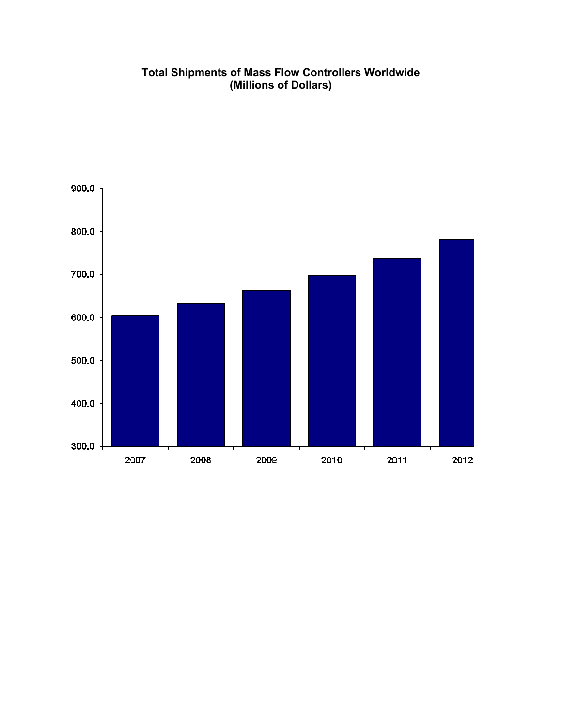**Total Shipments of Mass Flow Controllers Worldwide**
**(Millions of Dollars)**

900.0
800.0
700.0
600.0
500.0
400.0
300.0

2007
2008
2009
2010
2011
2012